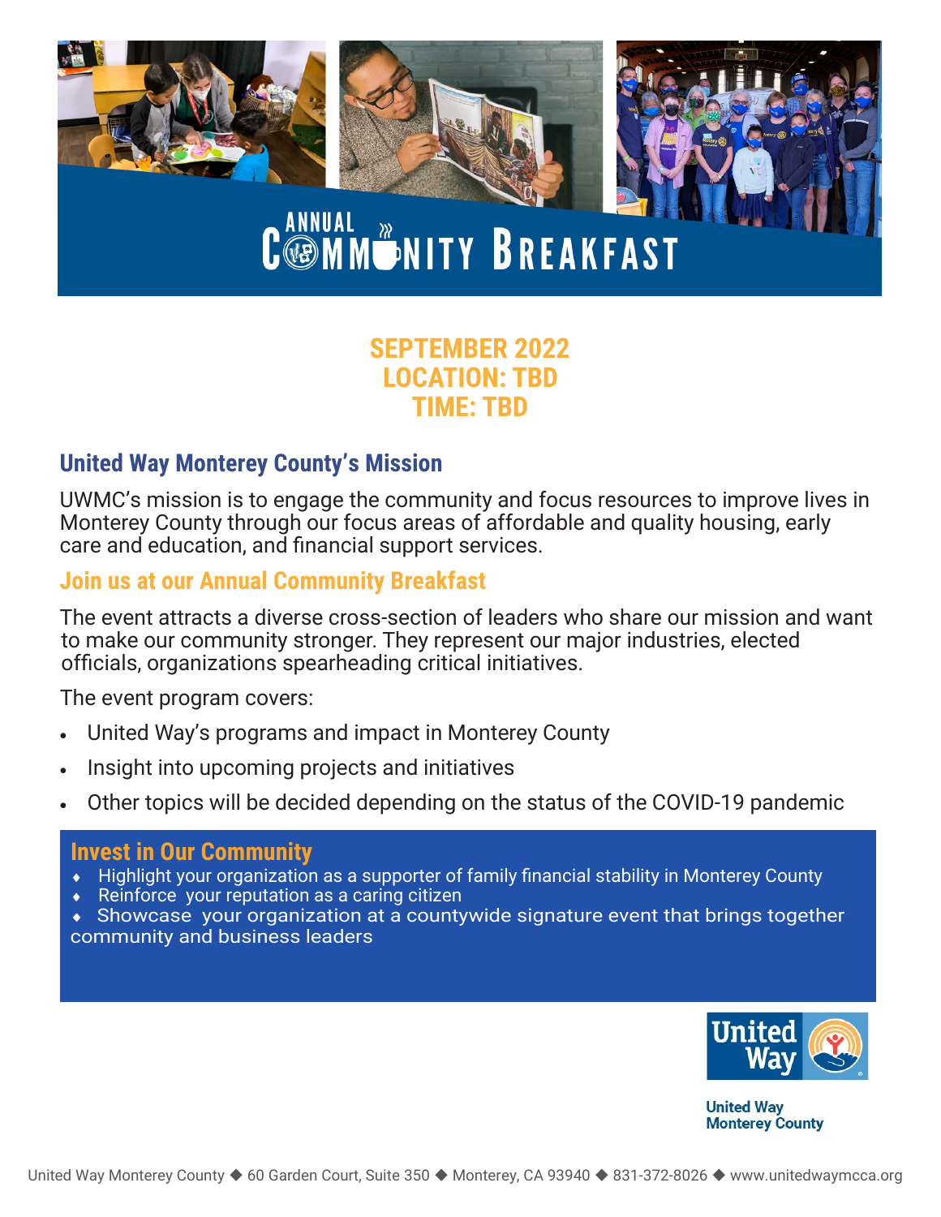# ANNUAL COMMUNITY BREAKFAST

**SEPTEMBER 2022**
**LOCATION: TBD**
**TIME: TBD**

## United Way Monterey County's Mission

UWMC's mission is to engage the community and focus resources to improve lives in Monterey County through our focus areas of affordable and quality housing, early care and education, and financial support services.

## Join us at our Annual Community Breakfast

The event attracts a diverse cross-section of leaders who share our mission and want to make our community stronger. They represent our major industries, elected officials, organizations spearheading critical initiatives.

The event program covers:

- United Way's programs and impact in Monterey County
- Insight into upcoming projects and initiatives
- Other topics will be decided depending on the status of the COVID-19 pandemic

## Invest in Our Community

- Highlight your organization as a supporter of family financial stability in Monterey County
- Reinforce your reputation as a caring citizen
- Showcase your organization at a countywide signature event that brings together community and business leaders

United Way

United Way Monterey County

United Way Monterey County ◆ 60 Garden Court, Suite 350 ◆ Monterey, CA 93940 ◆ 831-372-8026 ◆ www.unitedwaymcca.org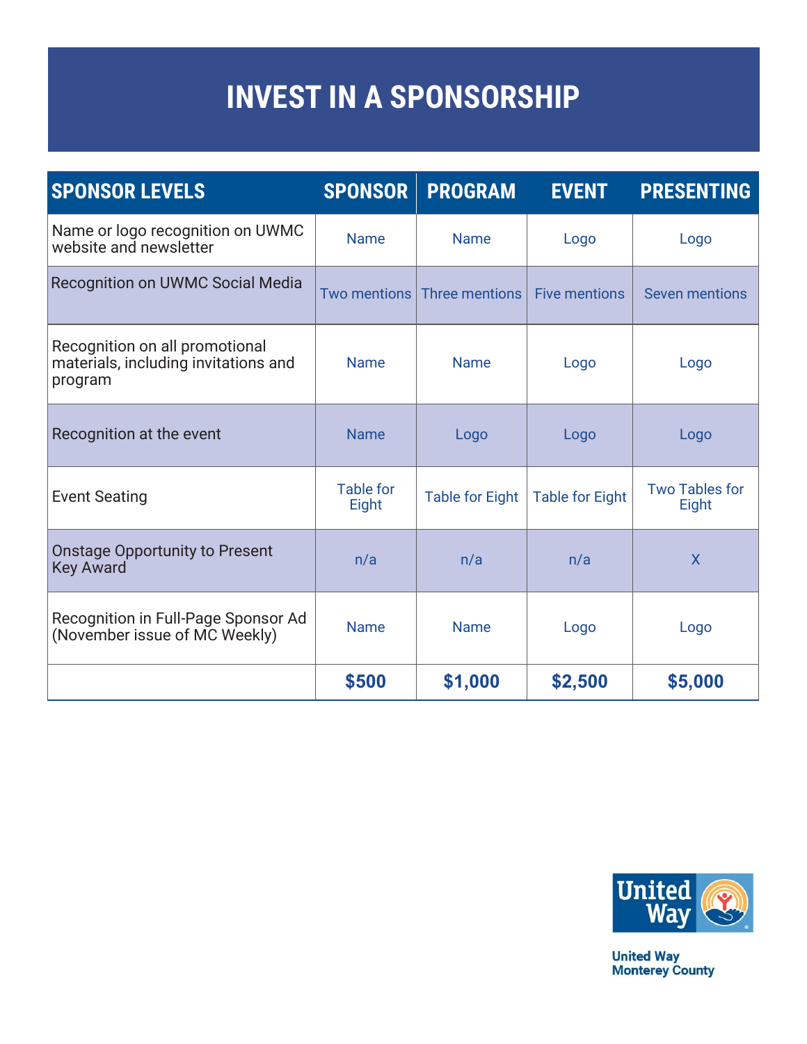# INVEST IN A SPONSORSHIP

| SPONSOR LEVELS | SPONSOR | PROGRAM | EVENT | PRESENTING |
|---|---|---|---|---|
| Name or logo recognition on UWMC website and newsletter | Name | Name | Logo | Logo |
| Recognition on UWMC Social Media | Two mentions | Three mentions | Five mentions | Seven mentions |
| Recognition on all promotional materials, including invitations and program | Name | Name | Logo | Logo |
| Recognition at the event | Name | Logo | Logo | Logo |
| Event Seating | Table for Eight | Table for Eight | Table for Eight | Two Tables for Eight |
| Onstage Opportunity to Present Key Award | n/a | n/a | n/a | X |
| Recognition in Full-Page Sponsor Ad (November issue of MC Weekly) | Name | Name | Logo | Logo |
| | **$500** | **$1,000** | **$2,500** | **$5,000** |

United Way Monterey County